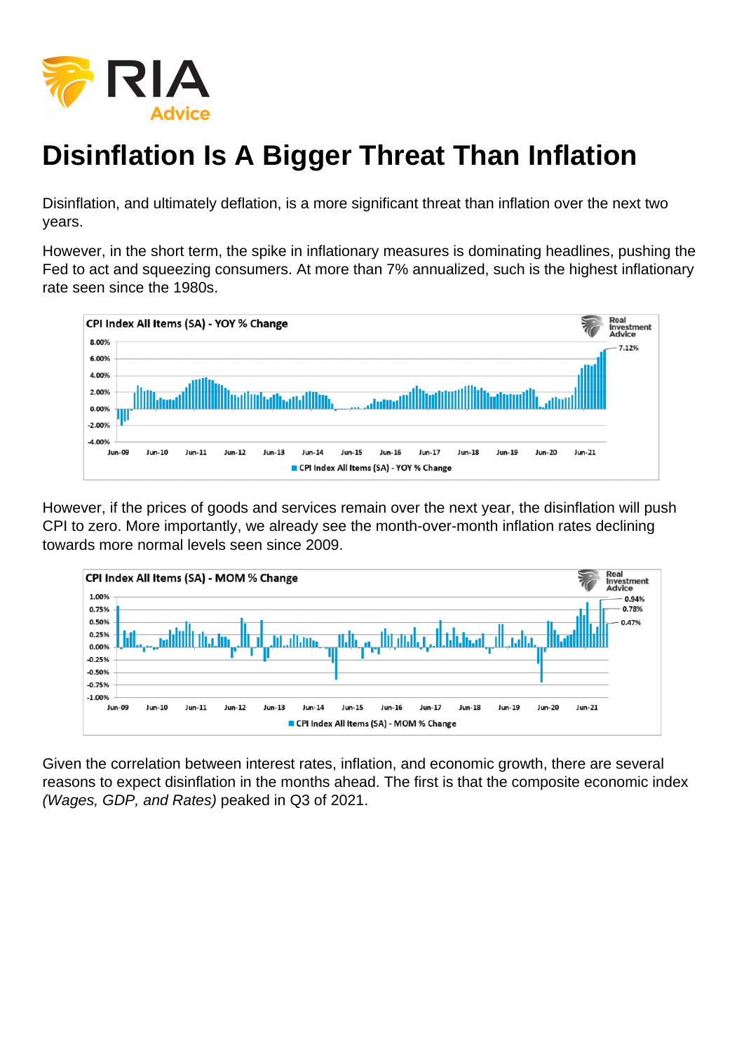# Disinflation Is A Bigger Threat Than Inflation

Disinflation, and ultimately deflation, is a more significant threat than inflation over the next two years.

However, in the short term, the spike in inflationary measures is dominating headlines, pushing the Fed to act and squeezing consumers. At more than 7% annualized, such is the highest inflationary rate seen since the 1980s.

However, if the prices of goods and services remain over the next year, the disinflation will push CPI to zero. More importantly, we already see the month-over-month inflation rates declining towards more normal levels seen since 2009.

Given the correlation between interest rates, inflation, and economic growth, there are several reasons to expect disinflation in the months ahead. The first is that the composite economic index *(Wages, GDP, and Rates)* peaked in Q3 of 2021.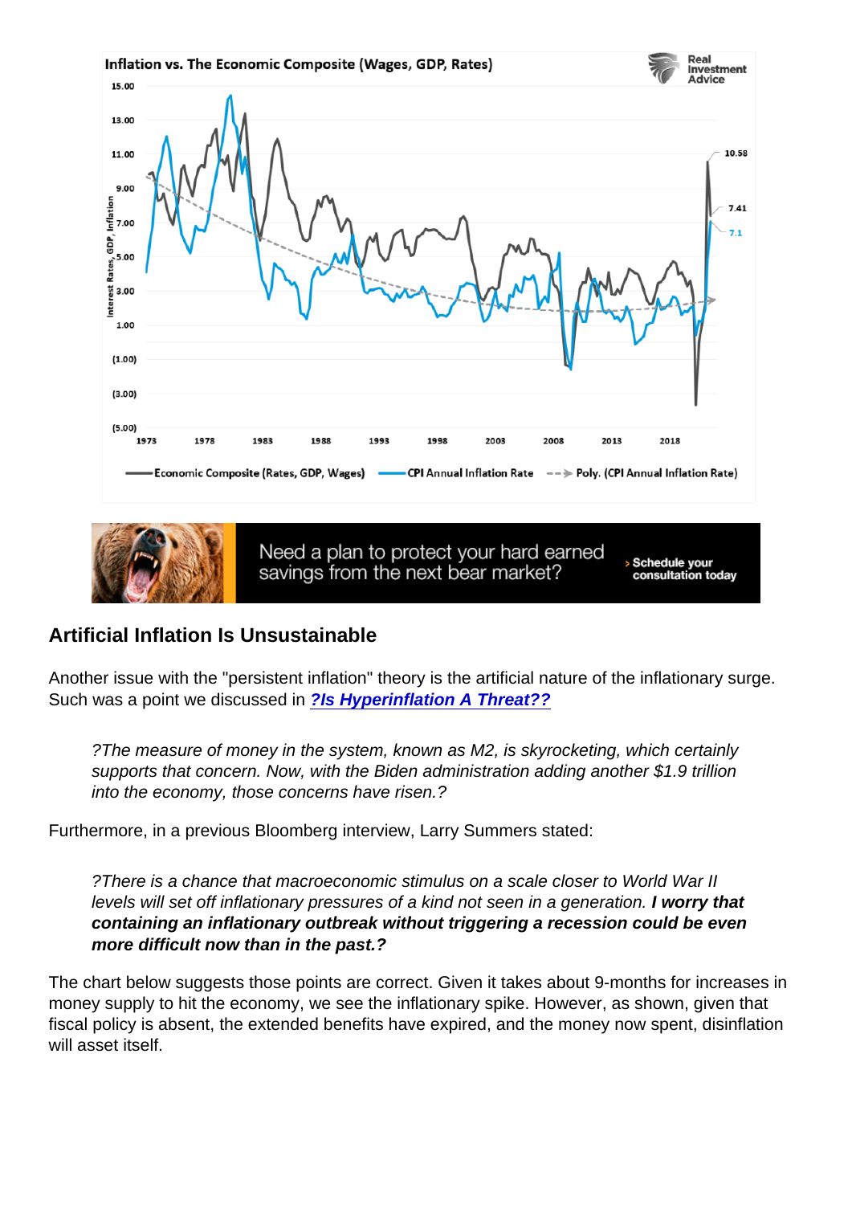## Artificial Inflation Is Unsustainable

Another issue with the "persistent inflation" theory is the artificial nature of the inflationary surge. Such was a point we discussed in **[?Is Hyperinflation A Threat??]**

> *?The measure of money in the system, known as M2, is skyrocketing, which certainly supports that concern. Now, with the Biden administration adding another $1.9 trillion into the economy, those concerns have risen.?*

Furthermore, in a previous Bloomberg interview, Larry Summers stated:

> *?There is a chance that macroeconomic stimulus on a scale closer to World War II levels will set off inflationary pressures of a kind not seen in a generation.* ***I worry that containing an inflationary outbreak without triggering a recession could be even more difficult now than in the past.?***

The chart below suggests those points are correct. Given it takes about 9-months for increases in money supply to hit the economy, we see the inflationary spike. However, as shown, given that fiscal policy is absent, the extended benefits have expired, and the money now spent, disinflation will asset itself.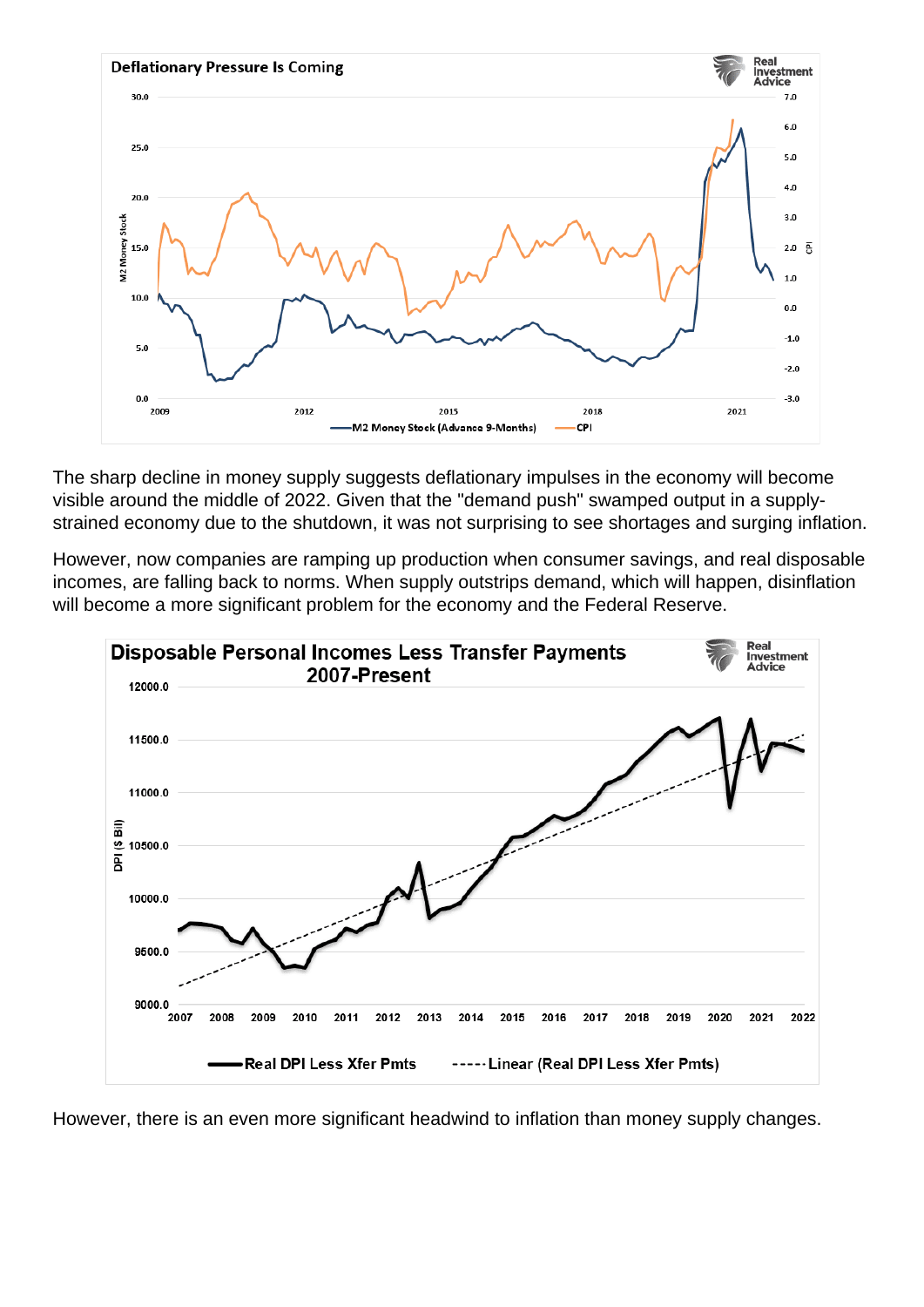The sharp decline in money supply suggests deflationary impulses in the economy will become visible around the middle of 2022. Given that the "demand push" swamped output in a supply-strained economy due to the shutdown, it was not surprising to see shortages and surging inflation.

However, now companies are ramping up production when consumer savings, and real disposable incomes, are falling back to norms. When supply outstrips demand, which will happen, disinflation will become a more significant problem for the economy and the Federal Reserve.

However, there is an even more significant headwind to inflation than money supply changes.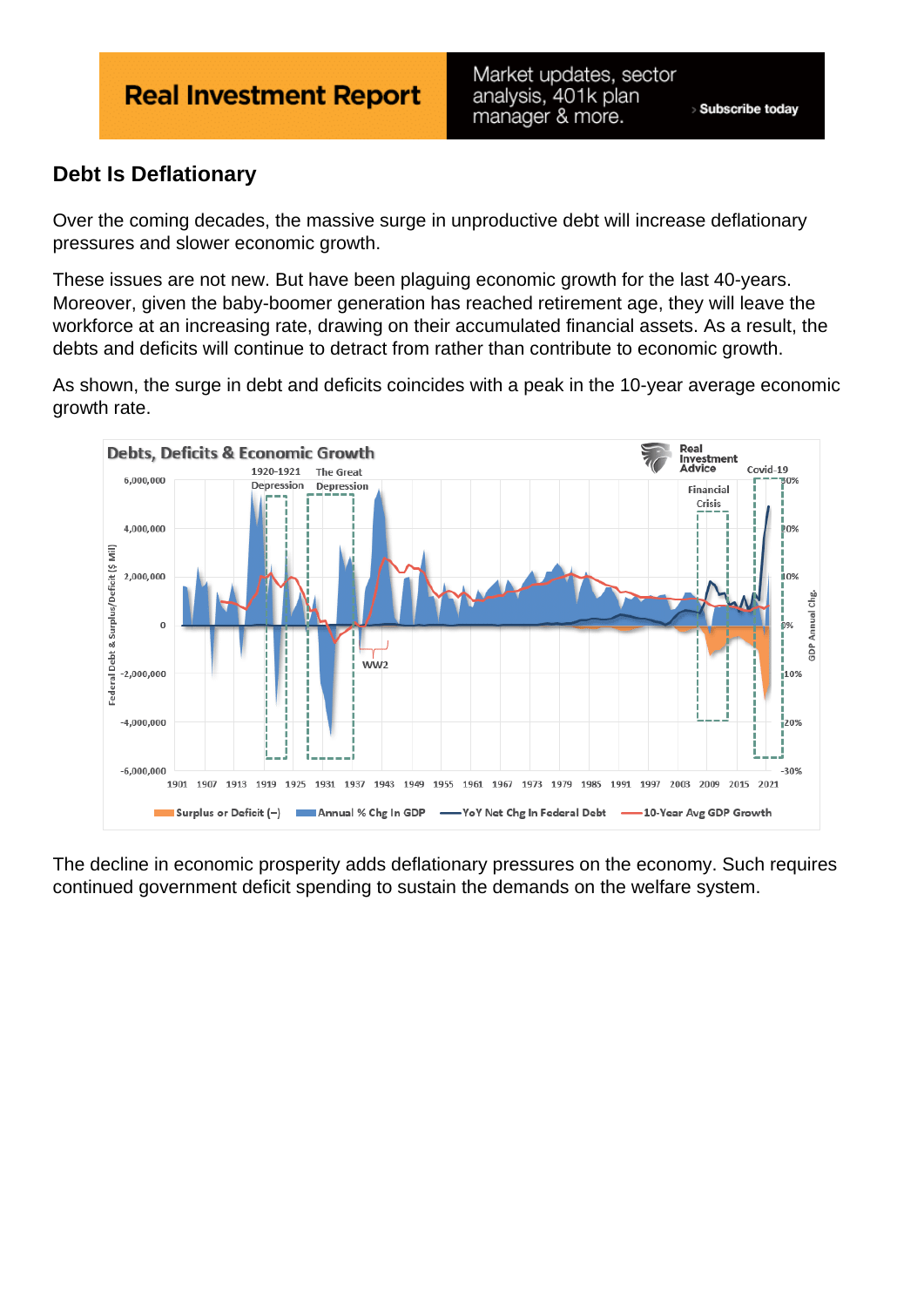## Debt Is Deflationary

Over the coming decades, the massive surge in unproductive debt will increase deflationary pressures and slower economic growth.

These issues are not new. But have been plaguing economic growth for the last 40-years. Moreover, given the baby-boomer generation has reached retirement age, they will leave the workforce at an increasing rate, drawing on their accumulated financial assets. As a result, the debts and deficits will continue to detract from rather than contribute to economic growth.

As shown, the surge in debt and deficits coincides with a peak in the 10-year average economic growth rate.

The decline in economic prosperity adds deflationary pressures on the economy. Such requires continued government deficit spending to sustain the demands on the welfare system.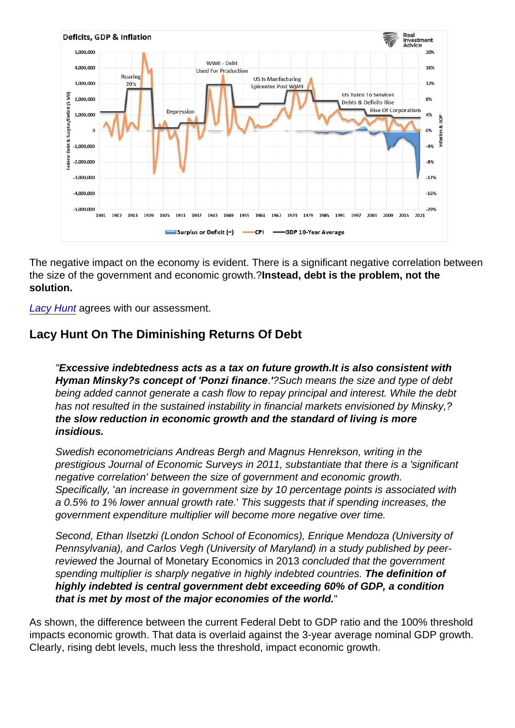The negative impact on the economy is evident. There is a significant negative correlation between the size of the government and economic growth.?**Instead, debt is the problem, not the solution.**

Lacy Hunt agrees with our assessment.

## Lacy Hunt On The Diminishing Returns Of Debt

> *"**Excessive indebtedness acts as a tax on future growth.It is also consistent with Hyman Minsky?s concept of 'Ponzi finance**.'?Such means the size and type of debt being added cannot generate a cash flow to repay principal and interest. While the debt has not resulted in the sustained instability in financial markets envisioned by Minsky,? **the slow reduction in economic growth and the standard of living is more insidious.***
>
> *Swedish econometricians Andreas Bergh and Magnus Henrekson, writing in the prestigious Journal of Economic Surveys in 2011, substantiate that there is a 'significant negative correlation' between the size of government and economic growth. Specifically, 'an increase in government size by 10 percentage points is associated with a 0.5% to 1% lower annual growth rate.' This suggests that if spending increases, the government expenditure multiplier will become more negative over time.*
>
> *Second, Ethan Ilsetzki (London School of Economics), Enrique Mendoza (University of Pennsylvania), and Carlos Vegh (University of Maryland) in a study published by peer-reviewed* the Journal of Monetary Economics in 2013 *concluded that the government spending multiplier is sharply negative in highly indebted countries.* ***The definition of highly indebted is central government debt exceeding 60% of GDP, a condition that is met by most of the major economies of the world.***"

As shown, the difference between the current Federal Debt to GDP ratio and the 100% threshold impacts economic growth. That data is overlaid against the 3-year average nominal GDP growth. Clearly, rising debt levels, much less the threshold, impact economic growth.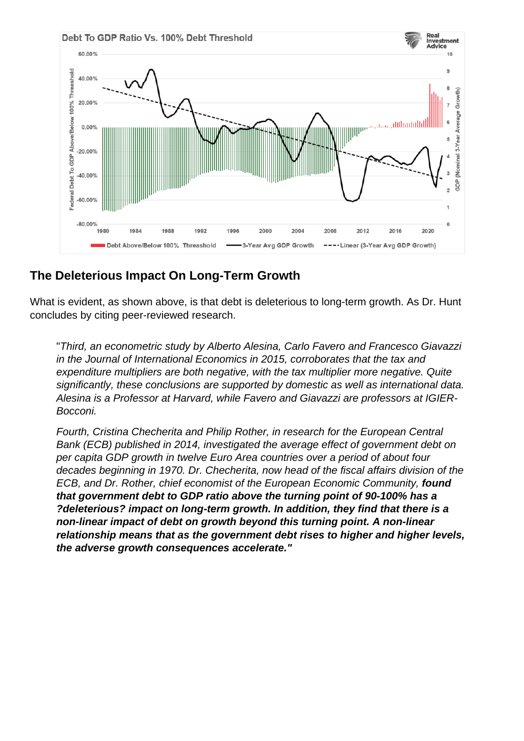## The Deleterious Impact On Long-Term Growth

What is evident, as shown above, is that debt is deleterious to long-term growth. As Dr. Hunt concludes by citing peer-reviewed research.

> "*Third, an econometric study by Alberto Alesina, Carlo Favero and Francesco Giavazzi in the Journal of International Economics in 2015, corroborates that the tax and expenditure multipliers are both negative, with the tax multiplier more negative. Quite significantly, these conclusions are supported by domestic as well as international data. Alesina is a Professor at Harvard, while Favero and Giavazzi are professors at IGIER-Bocconi.*
>
> *Fourth, Cristina Checherita and Philip Rother, in research for the European Central Bank (ECB) published in 2014, investigated the average effect of government debt on per capita GDP growth in twelve Euro Area countries over a period of about four decades beginning in 1970. Dr. Checherita, now head of the fiscal affairs division of the ECB, and Dr. Rother, chief economist of the European Economic Community,* ***found that government debt to GDP ratio above the turning point of 90-100% has a ?deleterious? impact on long-term growth. In addition, they find that there is a non-linear impact of debt on growth beyond this turning point. A non-linear relationship means that as the government debt rises to higher and higher levels, the adverse growth consequences accelerate."***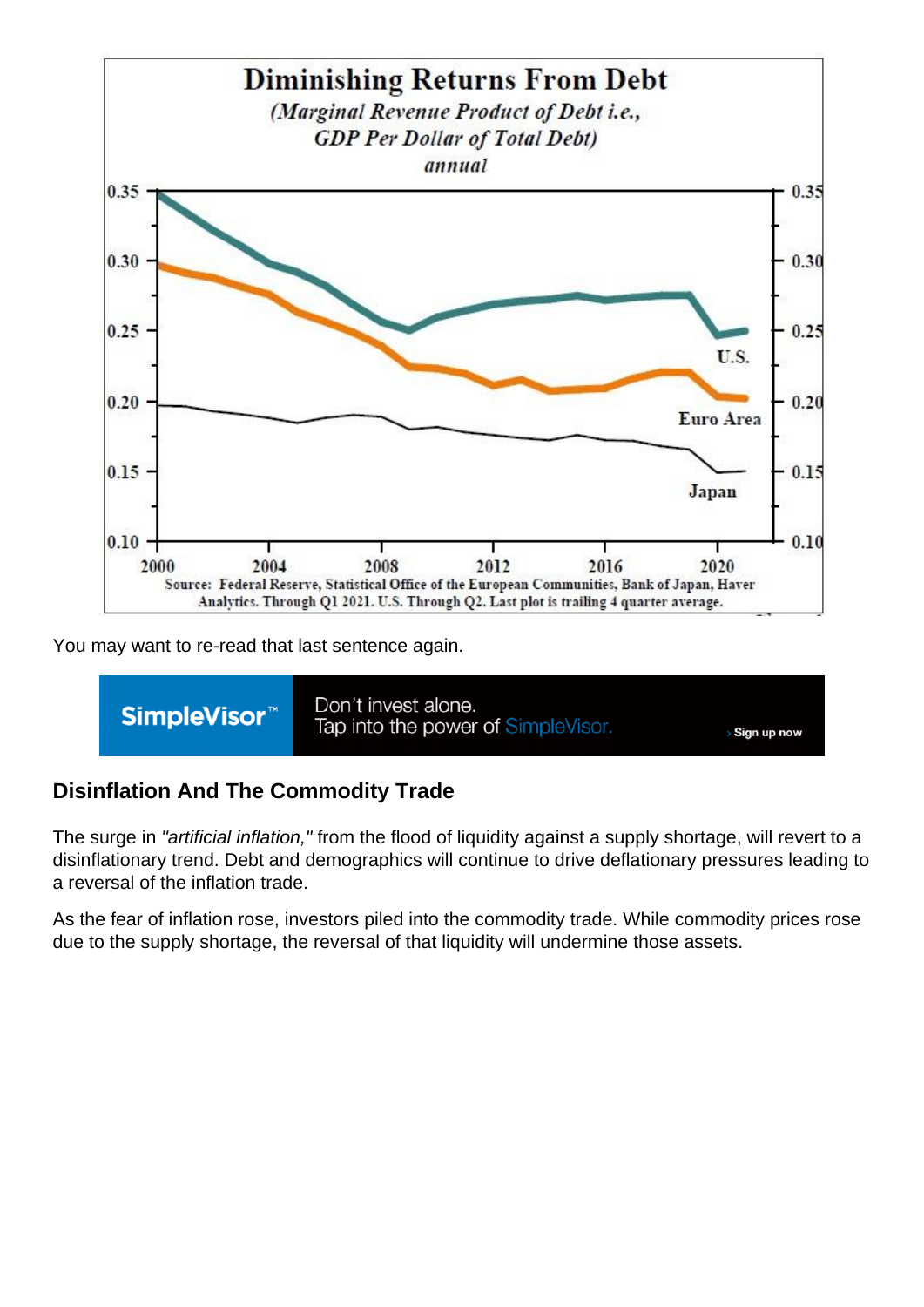You may want to re-read that last sentence again.

## Disinflation And The Commodity Trade

The surge in *"artificial inflation,"* from the flood of liquidity against a supply shortage, will revert to a disinflationary trend. Debt and demographics will continue to drive deflationary pressures leading to a reversal of the inflation trade.

As the fear of inflation rose, investors piled into the commodity trade. While commodity prices rose due to the supply shortage, the reversal of that liquidity will undermine those assets.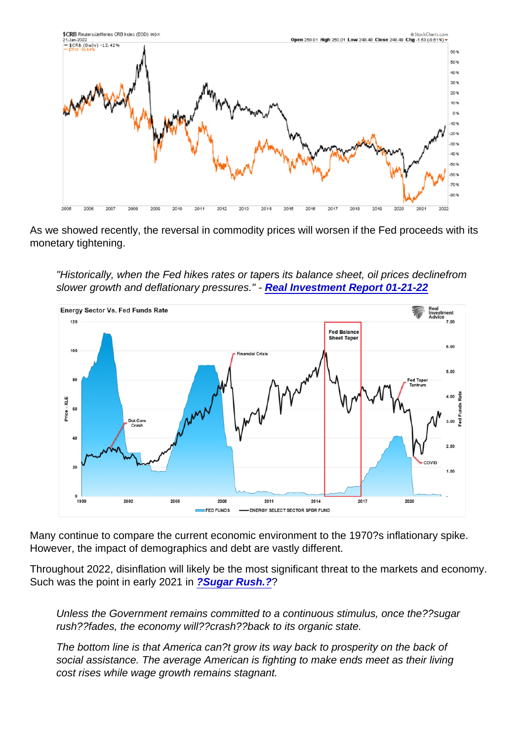As we showed recently, the reversal in commodity prices will worsen if the Fed proceeds with its monetary tightening.

> "Historically, when the Fed hikes rates or tapers its balance sheet, oil prices declinefrom slower growth and deflationary pressures." - **[Real Investment Report 01-21-22]**

Many continue to compare the current economic environment to the 1970?s inflationary spike. However, the impact of demographics and debt are vastly different.

Throughout 2022, disinflation will likely be the most significant threat to the markets and economy. Such was the point in early 2021 in **[?Sugar Rush.?]**?

> *Unless the Government remains committed to a continuous stimulus, once the??sugar rush??fades, the economy will??crash??back to its organic state.*
>
> *The bottom line is that America can?t grow its way back to prosperity on the back of social assistance. The average American is fighting to make ends meet as their living cost rises while wage growth remains stagnant.*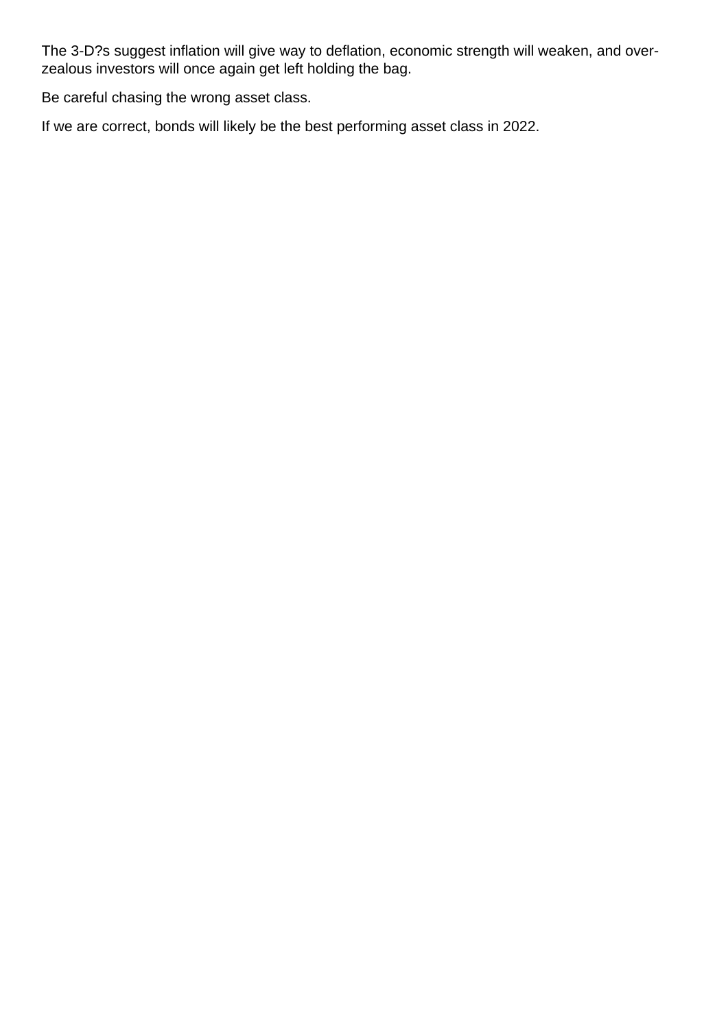The 3-D?s suggest inflation will give way to deflation, economic strength will weaken, and over-zealous investors will once again get left holding the bag.

Be careful chasing the wrong asset class.

If we are correct, bonds will likely be the best performing asset class in 2022.